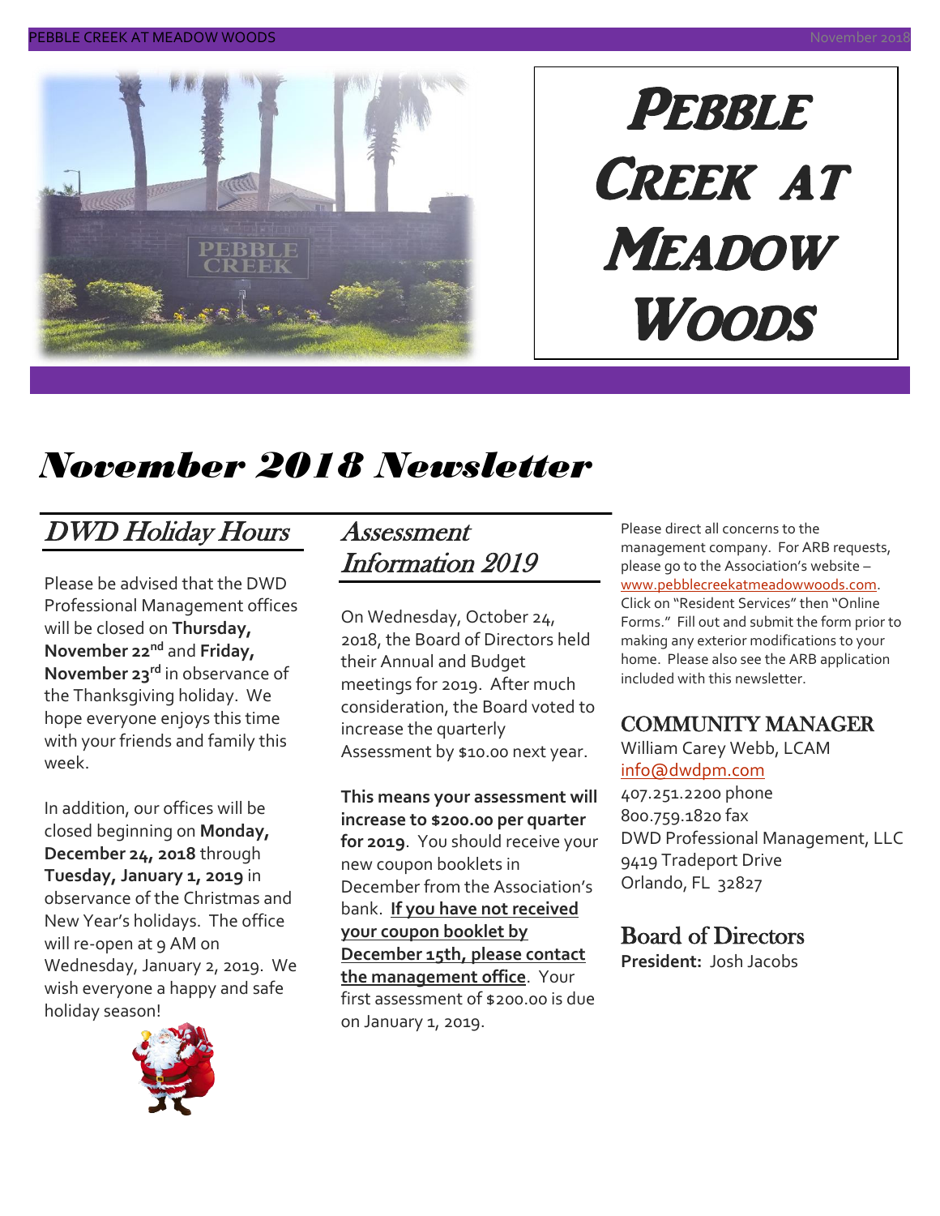# Pebble Creek at Meadow Woods

## November 2018 Newsletter

### DWD Holiday Hours

Please be advised that the DWD Professional Management offices will be closed on **Thursday, November 22nd** and **Friday, November 23rd** in observance of the Thanksgiving holiday. We hope everyone enjoys this time with your friends and family this week.

In addition, our offices will be closed beginning on **Monday, December 24, 2018** through **Tuesday, January 1, 2019** in observance of the Christmas and New Year's holidays. The office will re-open at 9 AM on Wednesday, January 2, 2019. We wish everyone a happy and safe holiday season!

### Assessment Information 2019

On Wednesday, October 24, 2018, the Board of Directors held their Annual and Budget meetings for 2019. After much consideration, the Board voted to increase the quarterly Assessment by $10.00 next year.

**This means your assessment will increase to $200.00 per quarter for 2019**. You should receive your new coupon booklets in December from the Association's bank. **If you have not received your coupon booklet by December 15th, please contact the management office**. Your first assessment of $200.00 is due on January 1, 2019.

Please direct all concerns to the management company. For ARB requests, please go to the Association's website – www.pebblecreekatmeadowwoods.com. Click on "Resident Services" then "Online Forms." Fill out and submit the form prior to making any exterior modifications to your home. Please also see the ARB application included with this newsletter.

### COMMUNITY MANAGER

William Carey Webb, LCAM
info@dwdpm.com
407.251.2200 phone
800.759.1820 fax
DWD Professional Management, LLC
9419 Tradeport Drive
Orlando, FL 32827

### Board of Directors

**President:** Josh Jacobs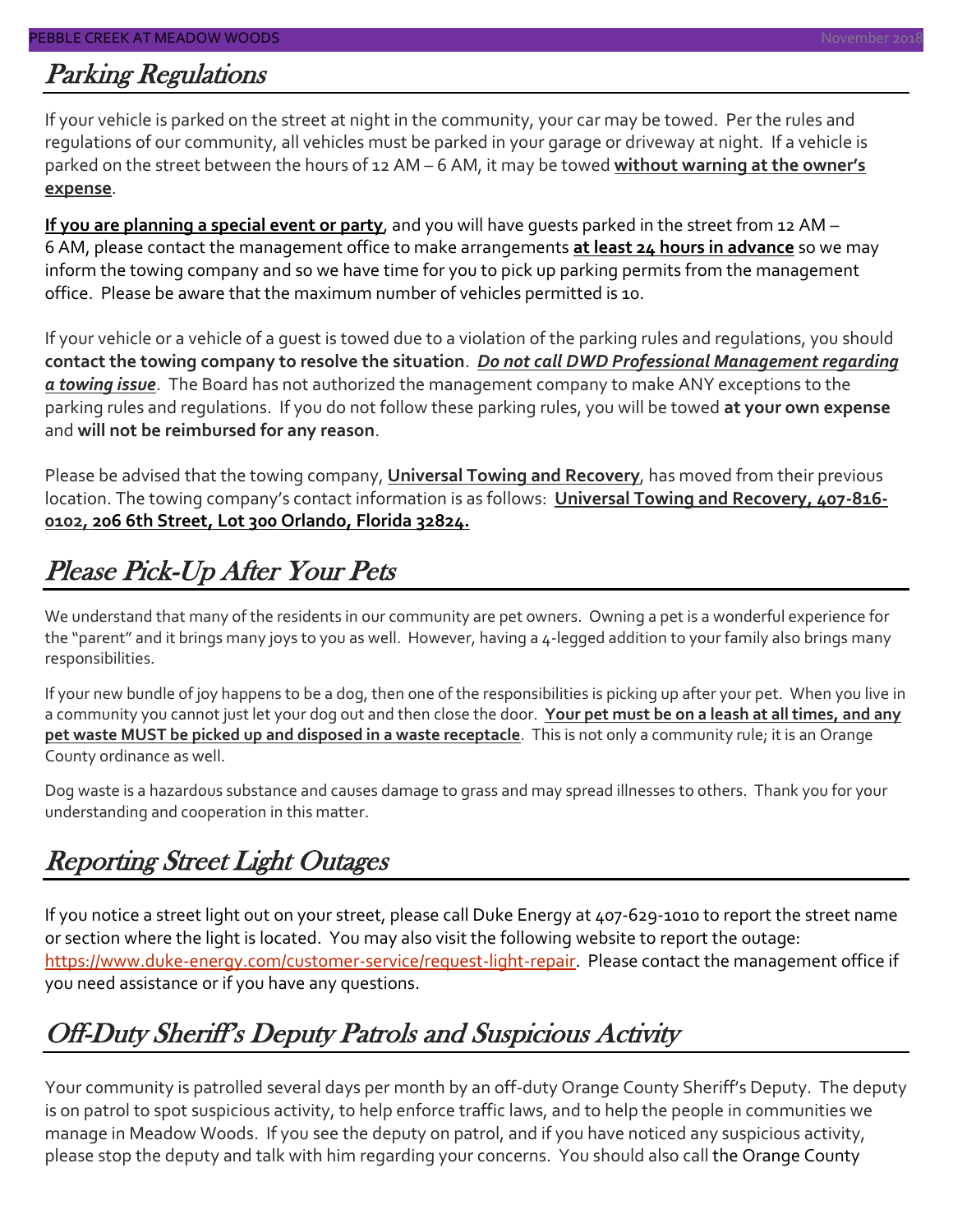## Parking Regulations

If your vehicle is parked on the street at night in the community, your car may be towed. Per the rules and regulations of our community, all vehicles must be parked in your garage or driveway at night. If a vehicle is parked on the street between the hours of 12 AM – 6 AM, it may be towed **without warning at the owner's expense**.

**If you are planning a special event or party**, and you will have guests parked in the street from 12 AM – 6 AM, please contact the management office to make arrangements **at least 24 hours in advance** so we may inform the towing company and so we have time for you to pick up parking permits from the management office. Please be aware that the maximum number of vehicles permitted is 10.

If your vehicle or a vehicle of a guest is towed due to a violation of the parking rules and regulations, you should **contact the towing company to resolve the situation**. ***Do not call DWD Professional Management regarding a towing issue***. The Board has not authorized the management company to make ANY exceptions to the parking rules and regulations. If you do not follow these parking rules, you will be towed **at your own expense** and **will not be reimbursed for any reason**.

Please be advised that the towing company, **Universal Towing and Recovery**, has moved from their previous location. The towing company's contact information is as follows: **Universal Towing and Recovery, 407-816-0102, 206 6th Street, Lot 300 Orlando, Florida 32824.**

## Please Pick-Up After Your Pets

We understand that many of the residents in our community are pet owners. Owning a pet is a wonderful experience for the "parent" and it brings many joys to you as well. However, having a 4-legged addition to your family also brings many responsibilities.

If your new bundle of joy happens to be a dog, then one of the responsibilities is picking up after your pet. When you live in a community you cannot just let your dog out and then close the door. **Your pet must be on a leash at all times, and any pet waste MUST be picked up and disposed in a waste receptacle**. This is not only a community rule; it is an Orange County ordinance as well.

Dog waste is a hazardous substance and causes damage to grass and may spread illnesses to others. Thank you for your understanding and cooperation in this matter.

## Reporting Street Light Outages

If you notice a street light out on your street, please call Duke Energy at 407-629-1010 to report the street name or section where the light is located. You may also visit the following website to report the outage: https://www.duke-energy.com/customer-service/request-light-repair. Please contact the management office if you need assistance or if you have any questions.

## Off-Duty Sheriff's Deputy Patrols and Suspicious Activity

Your community is patrolled several days per month by an off-duty Orange County Sheriff's Deputy. The deputy is on patrol to spot suspicious activity, to help enforce traffic laws, and to help the people in communities we manage in Meadow Woods. If you see the deputy on patrol, and if you have noticed any suspicious activity, please stop the deputy and talk with him regarding your concerns. You should also call the Orange County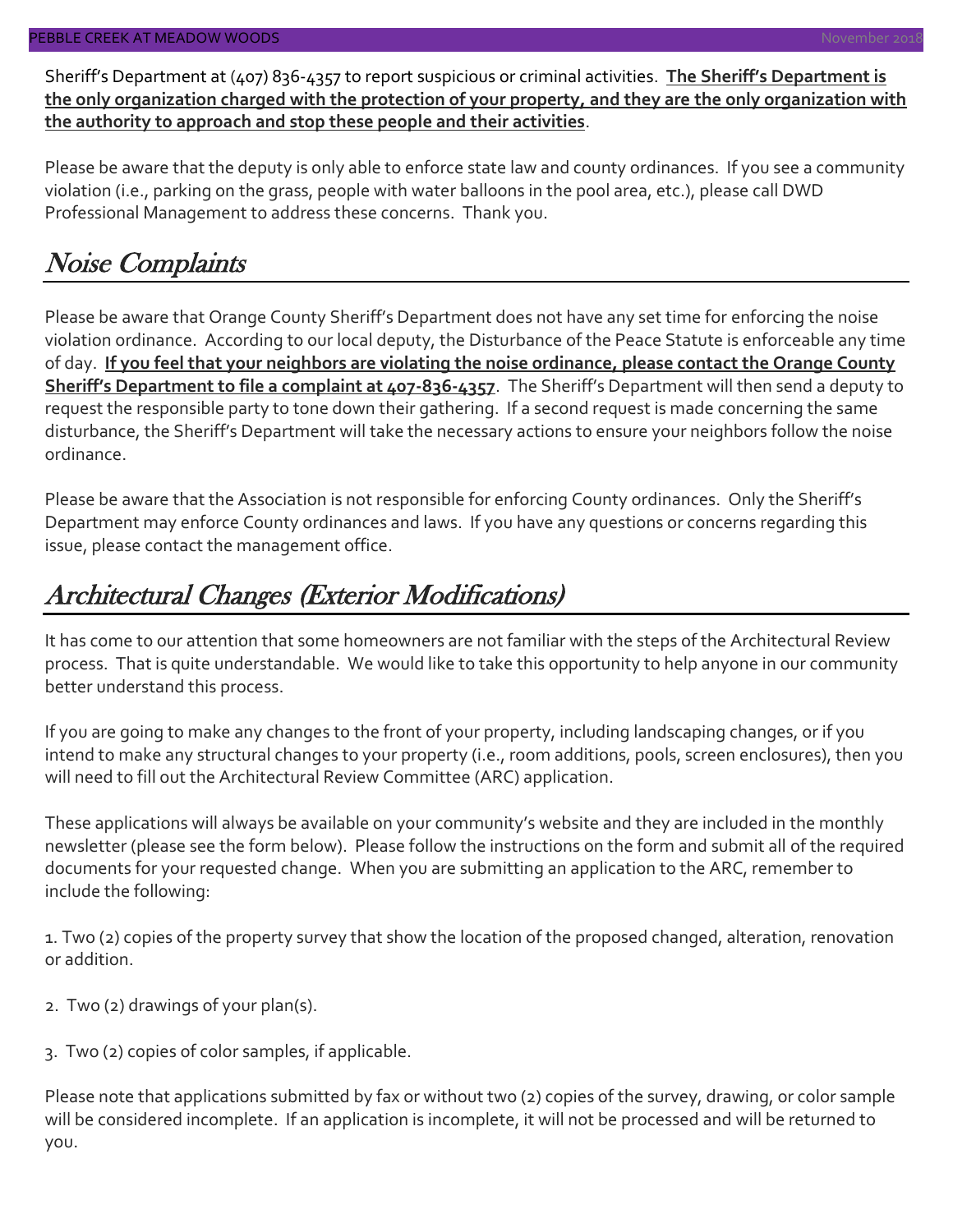Sheriff's Department at (407) 836-4357 to report suspicious or criminal activities. **The Sheriff's Department is the only organization charged with the protection of your property, and they are the only organization with the authority to approach and stop these people and their activities**.

Please be aware that the deputy is only able to enforce state law and county ordinances. If you see a community violation (i.e., parking on the grass, people with water balloons in the pool area, etc.), please call DWD Professional Management to address these concerns. Thank you.

## *Noise Complaints*

Please be aware that Orange County Sheriff's Department does not have any set time for enforcing the noise violation ordinance. According to our local deputy, the Disturbance of the Peace Statute is enforceable any time of day. **If you feel that your neighbors are violating the noise ordinance, please contact the Orange County Sheriff's Department to file a complaint at 407-836-4357**. The Sheriff's Department will then send a deputy to request the responsible party to tone down their gathering. If a second request is made concerning the same disturbance, the Sheriff's Department will take the necessary actions to ensure your neighbors follow the noise ordinance.

Please be aware that the Association is not responsible for enforcing County ordinances. Only the Sheriff's Department may enforce County ordinances and laws. If you have any questions or concerns regarding this issue, please contact the management office.

## *Architectural Changes (Exterior Modifications)*

It has come to our attention that some homeowners are not familiar with the steps of the Architectural Review process. That is quite understandable. We would like to take this opportunity to help anyone in our community better understand this process.

If you are going to make any changes to the front of your property, including landscaping changes, or if you intend to make any structural changes to your property (i.e., room additions, pools, screen enclosures), then you will need to fill out the Architectural Review Committee (ARC) application.

These applications will always be available on your community's website and they are included in the monthly newsletter (please see the form below). Please follow the instructions on the form and submit all of the required documents for your requested change. When you are submitting an application to the ARC, remember to include the following:

1. Two (2) copies of the property survey that show the location of the proposed changed, alteration, renovation or addition.

2. Two (2) drawings of your plan(s).

3. Two (2) copies of color samples, if applicable.

Please note that applications submitted by fax or without two (2) copies of the survey, drawing, or color sample will be considered incomplete. If an application is incomplete, it will not be processed and will be returned to you.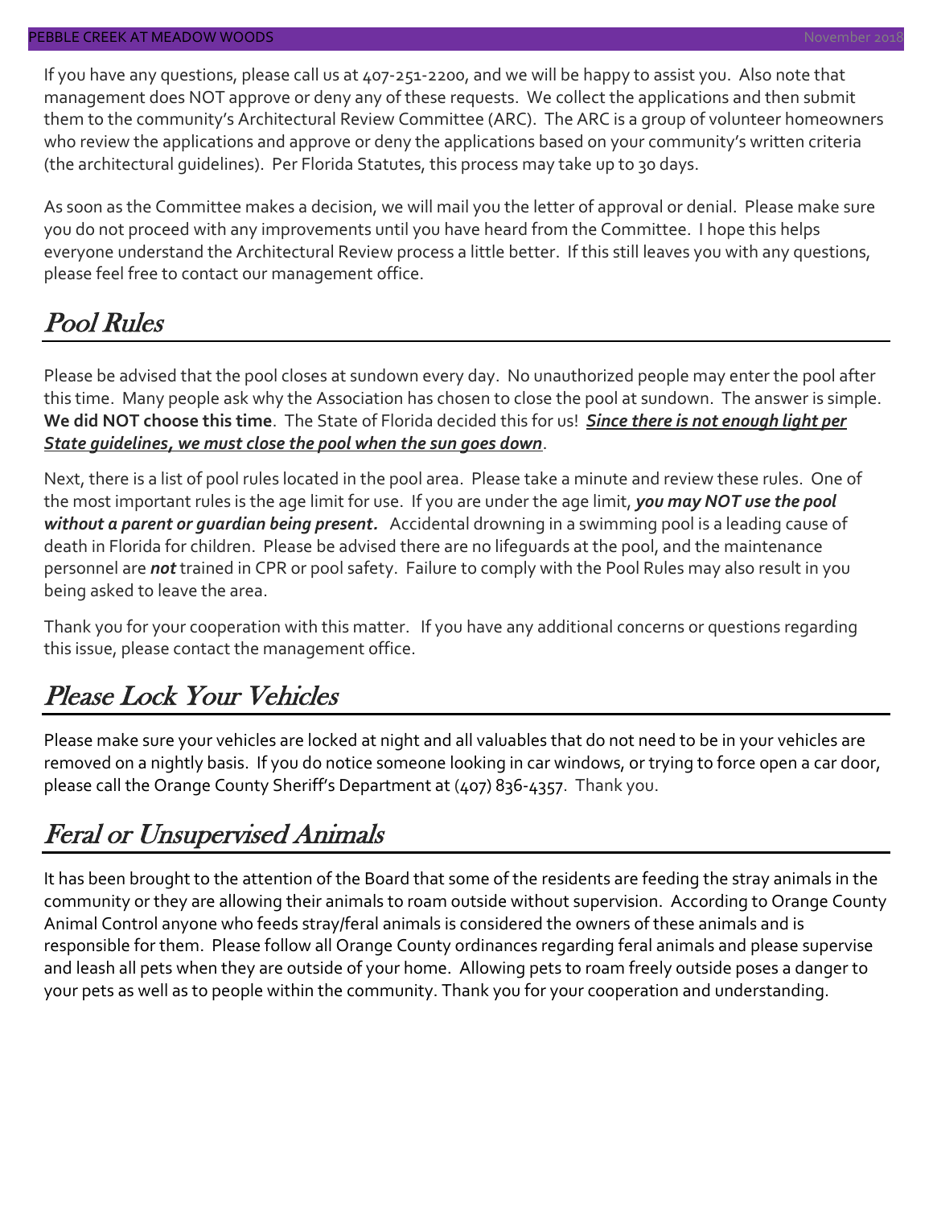If you have any questions, please call us at 407-251-2200, and we will be happy to assist you. Also note that management does NOT approve or deny any of these requests. We collect the applications and then submit them to the community's Architectural Review Committee (ARC). The ARC is a group of volunteer homeowners who review the applications and approve or deny the applications based on your community's written criteria (the architectural guidelines). Per Florida Statutes, this process may take up to 30 days.

As soon as the Committee makes a decision, we will mail you the letter of approval or denial. Please make sure you do not proceed with any improvements until you have heard from the Committee. I hope this helps everyone understand the Architectural Review process a little better. If this still leaves you with any questions, please feel free to contact our management office.

## Pool Rules

Please be advised that the pool closes at sundown every day. No unauthorized people may enter the pool after this time. Many people ask why the Association has chosen to close the pool at sundown. The answer is simple. **We did NOT choose this time**. The State of Florida decided this for us! ***Since there is not enough light per State guidelines, we must close the pool when the sun goes down***.

Next, there is a list of pool rules located in the pool area. Please take a minute and review these rules. One of the most important rules is the age limit for use. If you are under the age limit, ***you may NOT use the pool without a parent or guardian being present.*** Accidental drowning in a swimming pool is a leading cause of death in Florida for children. Please be advised there are no lifeguards at the pool, and the maintenance personnel are ***not*** trained in CPR or pool safety. Failure to comply with the Pool Rules may also result in you being asked to leave the area.

Thank you for your cooperation with this matter. If you have any additional concerns or questions regarding this issue, please contact the management office.

## Please Lock Your Vehicles

Please make sure your vehicles are locked at night and all valuables that do not need to be in your vehicles are removed on a nightly basis. If you do notice someone looking in car windows, or trying to force open a car door, please call the Orange County Sheriff's Department at (407) 836-4357. Thank you.

## Feral or Unsupervised Animals

It has been brought to the attention of the Board that some of the residents are feeding the stray animals in the community or they are allowing their animals to roam outside without supervision. According to Orange County Animal Control anyone who feeds stray/feral animals is considered the owners of these animals and is responsible for them. Please follow all Orange County ordinances regarding feral animals and please supervise and leash all pets when they are outside of your home. Allowing pets to roam freely outside poses a danger to your pets as well as to people within the community. Thank you for your cooperation and understanding.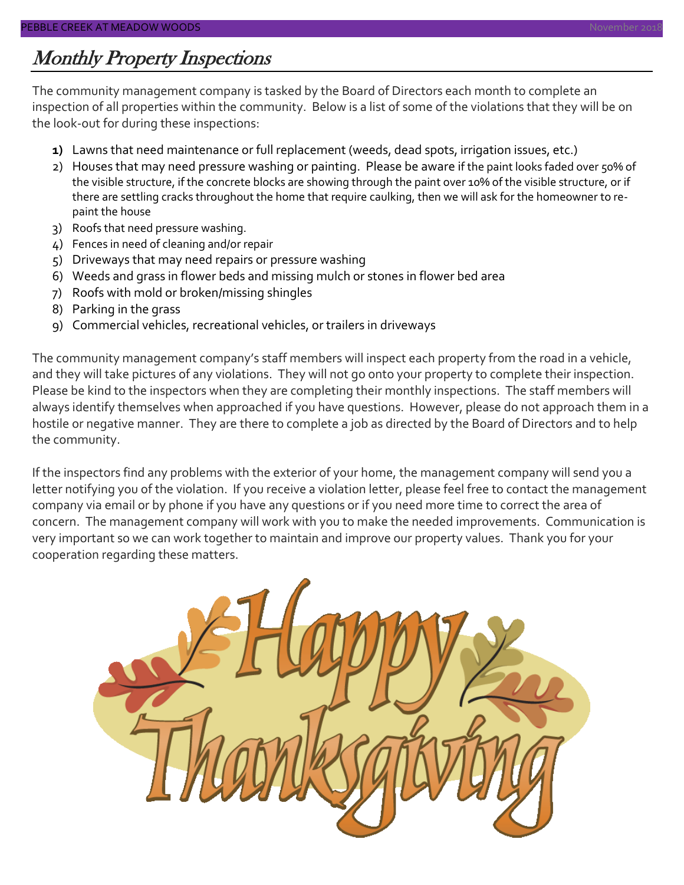## Monthly Property Inspections

The community management company is tasked by the Board of Directors each month to complete an inspection of all properties within the community. Below is a list of some of the violations that they will be on the look-out for during these inspections:

1) Lawns that need maintenance or full replacement (weeds, dead spots, irrigation issues, etc.)
2) Houses that may need pressure washing or painting. Please be aware if the paint looks faded over 50% of the visible structure, if the concrete blocks are showing through the paint over 10% of the visible structure, or if there are settling cracks throughout the home that require caulking, then we will ask for the homeowner to re-paint the house
3) Roofs that need pressure washing.
4) Fences in need of cleaning and/or repair
5) Driveways that may need repairs or pressure washing
6) Weeds and grass in flower beds and missing mulch or stones in flower bed area
7) Roofs with mold or broken/missing shingles
8) Parking in the grass
9) Commercial vehicles, recreational vehicles, or trailers in driveways

The community management company's staff members will inspect each property from the road in a vehicle, and they will take pictures of any violations. They will not go onto your property to complete their inspection. Please be kind to the inspectors when they are completing their monthly inspections. The staff members will always identify themselves when approached if you have questions. However, please do not approach them in a hostile or negative manner. They are there to complete a job as directed by the Board of Directors and to help the community.

If the inspectors find any problems with the exterior of your home, the management company will send you a letter notifying you of the violation. If you receive a violation letter, please feel free to contact the management company via email or by phone if you have any questions or if you need more time to correct the area of concern. The management company will work with you to make the needed improvements. Communication is very important so we can work together to maintain and improve our property values. Thank you for your cooperation regarding these matters.

Happy Thanksgiving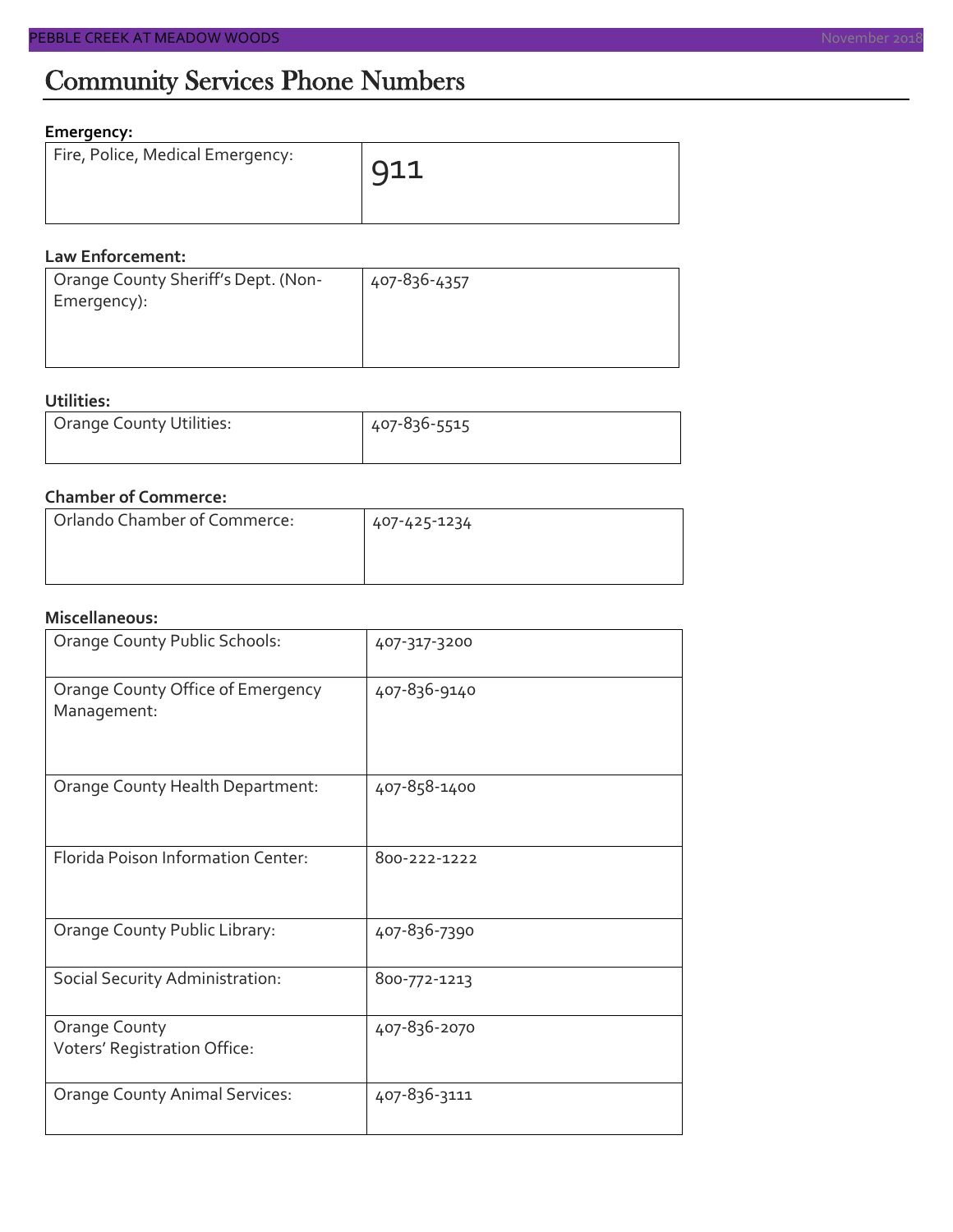# Community Services Phone Numbers

**Emergency:**

| | |
|---|---|
| Fire, Police, Medical Emergency: | 911 |

**Law Enforcement:**

| | |
|---|---|
| Orange County Sheriff's Dept. (Non-Emergency): | 407-836-4357 |

**Utilities:**

| | |
|---|---|
| Orange County Utilities: | 407-836-5515 |

**Chamber of Commerce:**

| | |
|---|---|
| Orlando Chamber of Commerce: | 407-425-1234 |

**Miscellaneous:**

| | |
|---|---|
| Orange County Public Schools: | 407-317-3200 |
| Orange County Office of Emergency Management: | 407-836-9140 |
| Orange County Health Department: | 407-858-1400 |
| Florida Poison Information Center: | 800-222-1222 |
| Orange County Public Library: | 407-836-7390 |
| Social Security Administration: | 800-772-1213 |
| Orange County Voters' Registration Office: | 407-836-2070 |
| Orange County Animal Services: | 407-836-3111 |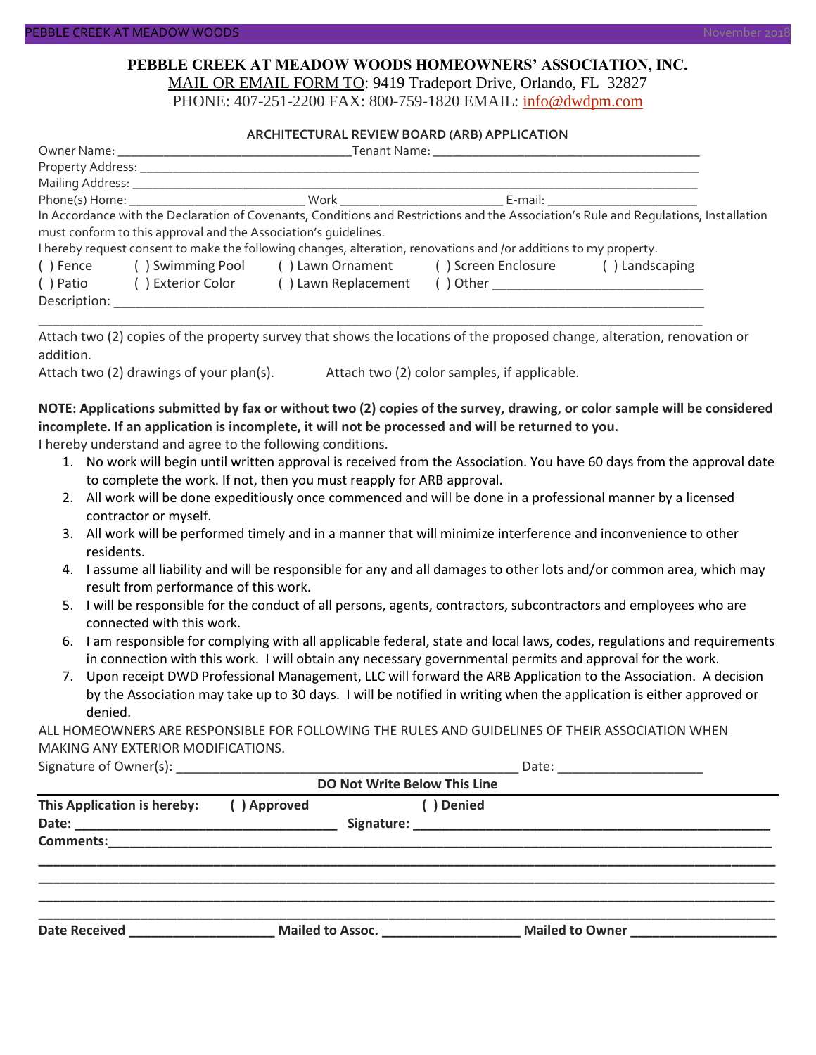**PEBBLE CREEK AT MEADOW WOODS HOMEOWNERS' ASSOCIATION, INC.**

MAIL OR EMAIL FORM TO: 9419 Tradeport Drive, Orlando, FL 32827

PHONE: 407-251-2200 FAX: 800-759-1820 EMAIL: info@dwdpm.com

**ARCHITECTURAL REVIEW BOARD (ARB) APPLICATION**

Owner Name: ___________________________________ Tenant Name: ________________________________________

Property Address: _______________________________________________________________________________

Mailing Address: ________________________________________________________________________________

Phone(s) Home: __________________________ Work _________________________ E-mail: ______________________

In Accordance with the Declaration of Covenants, Conditions and Restrictions and the Association's Rule and Regulations, Installation must conform to this approval and the Association's guidelines.

I hereby request consent to make the following changes, alteration, renovations and /or additions to my property.

( ) Fence ( ) Swimming Pool ( ) Lawn Ornament ( ) Screen Enclosure ( ) Landscaping

( ) Patio ( ) Exterior Color ( ) Lawn Replacement ( ) Other ______________________________

Description: ____________________________________________________________________________________

_______________________________________________________________________________________________

Attach two (2) copies of the property survey that shows the locations of the proposed change, alteration, renovation or addition.

Attach two (2) drawings of your plan(s). Attach two (2) color samples, if applicable.

**NOTE: Applications submitted by fax or without two (2) copies of the survey, drawing, or color sample will be considered incomplete. If an application is incomplete, it will not be processed and will be returned to you.**

I hereby understand and agree to the following conditions.

1. No work will begin until written approval is received from the Association. You have 60 days from the approval date to complete the work. If not, then you must reapply for ARB approval.
2. All work will be done expeditiously once commenced and will be done in a professional manner by a licensed contractor or myself.
3. All work will be performed timely and in a manner that will minimize interference and inconvenience to other residents.
4. I assume all liability and will be responsible for any and all damages to other lots and/or common area, which may result from performance of this work.
5. I will be responsible for the conduct of all persons, agents, contractors, subcontractors and employees who are connected with this work.
6. I am responsible for complying with all applicable federal, state and local laws, codes, regulations and requirements in connection with this work. I will obtain any necessary governmental permits and approval for the work.
7. Upon receipt DWD Professional Management, LLC will forward the ARB Application to the Association. A decision by the Association may take up to 30 days. I will be notified in writing when the application is either approved or denied.

ALL HOMEOWNERS ARE RESPONSIBLE FOR FOLLOWING THE RULES AND GUIDELINES OF THEIR ASSOCIATION WHEN MAKING ANY EXTERIOR MODIFICATIONS.

Signature of Owner(s): _______________________________________________ Date: ___________________

**DO Not Write Below This Line**

**This Application is hereby:** **( ) Approved** **( ) Denied**

**Date:** __________________________________ **Signature:** _______________________________________________

**Comments:**_______________________________________________________________________________________

_______________________________________________________________________________________________

_______________________________________________________________________________________________

_______________________________________________________________________________________________

_______________________________________________________________________________________________

**Date Received** ____________________ **Mailed to Assoc.** ___________________ **Mailed to Owner** ___________________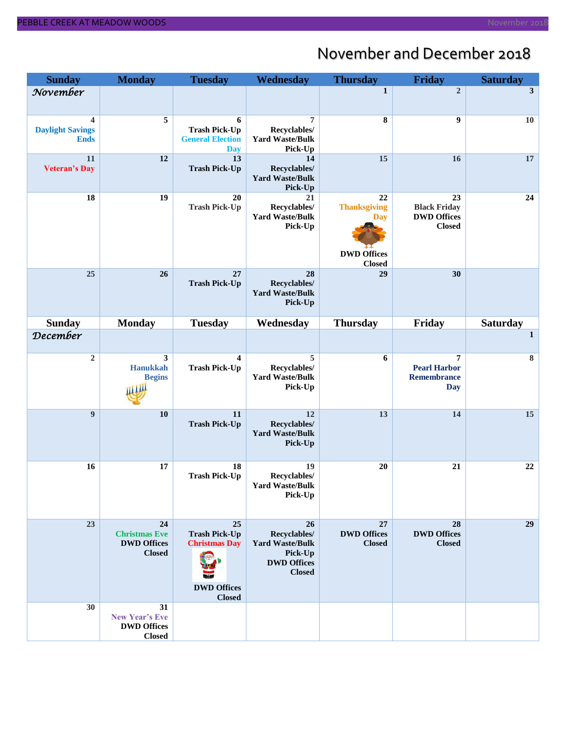# November and December 2018

| Sunday | Monday | Tuesday | Wednesday | Thursday | Friday | Saturday |
|---|---|---|---|---|---|---|
| *November* | | | | 1 | 2 | 3 |
| 4 Daylight Savings Ends | 5 | 6 Trash Pick-Up General Election Day | 7 Recyclables/ Yard Waste/Bulk Pick-Up | 8 | 9 | 10 |
| 11 Veteran's Day | 12 | 13 Trash Pick-Up | 14 Recyclables/ Yard Waste/Bulk Pick-Up | 15 | 16 | 17 |
| 18 | 19 | 20 Trash Pick-Up | 21 Recyclables/ Yard Waste/Bulk Pick-Up | 22 Thanksgiving Day DWD Offices Closed | 23 Black Friday DWD Offices Closed | 24 |
| 25 | 26 | 27 Trash Pick-Up | 28 Recyclables/ Yard Waste/Bulk Pick-Up | 29 | 30 | |

| Sunday | Monday | Tuesday | Wednesday | Thursday | Friday | Saturday |
|---|---|---|---|---|---|---|
| *December* | | | | | | 1 |
| 2 | 3 Hanukkah Begins | 4 Trash Pick-Up | 5 Recyclables/ Yard Waste/Bulk Pick-Up | 6 | 7 Pearl Harbor Remembrance Day | 8 |
| 9 | 10 | 11 Trash Pick-Up | 12 Recyclables/ Yard Waste/Bulk Pick-Up | 13 | 14 | 15 |
| 16 | 17 | 18 Trash Pick-Up | 19 Recyclables/ Yard Waste/Bulk Pick-Up | 20 | 21 | 22 |
| 23 | 24 Christmas Eve DWD Offices Closed | 25 Trash Pick-Up Christmas Day DWD Offices Closed | 26 Recyclables/ Yard Waste/Bulk Pick-Up DWD Offices Closed | 27 DWD Offices Closed | 28 DWD Offices Closed | 29 |
| 30 | 31 New Year's Eve DWD Offices Closed | | | | | |